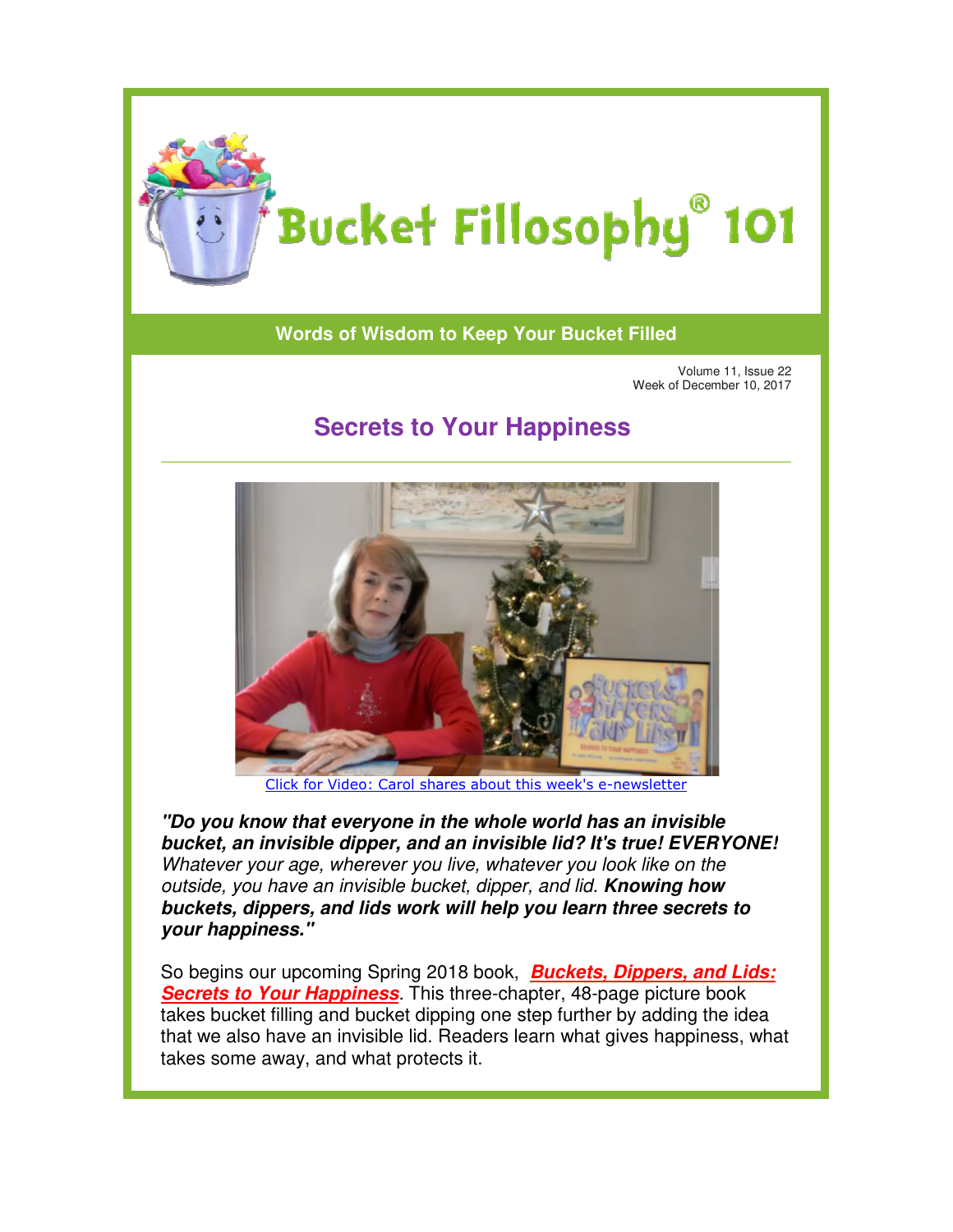# Bucket Fillosophy® 101

**Words of Wisdom to Keep Your Bucket Filled**

Volume 11, Issue 22
Week of December 10, 2017

## Secrets to Your Happiness

Click for Video: Carol shares about this week's e-newsletter

***"Do you know that everyone in the whole world has an invisible bucket, an invisible dipper, and an invisible lid? It's true! EVERYONE!*** *Whatever your age, wherever you live, whatever you look like on the outside, you have an invisible bucket, dipper, and lid.* ***Knowing how buckets, dippers, and lids work will help you learn three secrets to your happiness."***

So begins our upcoming Spring 2018 book, ***Buckets, Dippers, and Lids: Secrets to Your Happiness***. This three-chapter, 48-page picture book takes bucket filling and bucket dipping one step further by adding the idea that we also have an invisible lid. Readers learn what gives happiness, what takes some away, and what protects it.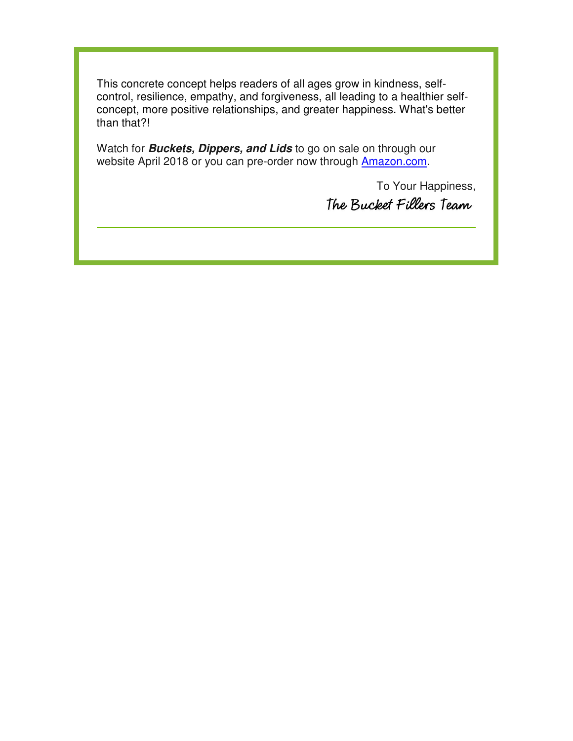This concrete concept helps readers of all ages grow in kindness, self-control, resilience, empathy, and forgiveness, all leading to a healthier self-concept, more positive relationships, and greater happiness. What's better than that?!

Watch for ***Buckets, Dippers, and Lids*** to go on sale on through our website April 2018 or you can pre-order now through Amazon.com.

To Your Happiness,

The Bucket Fillers Team

---